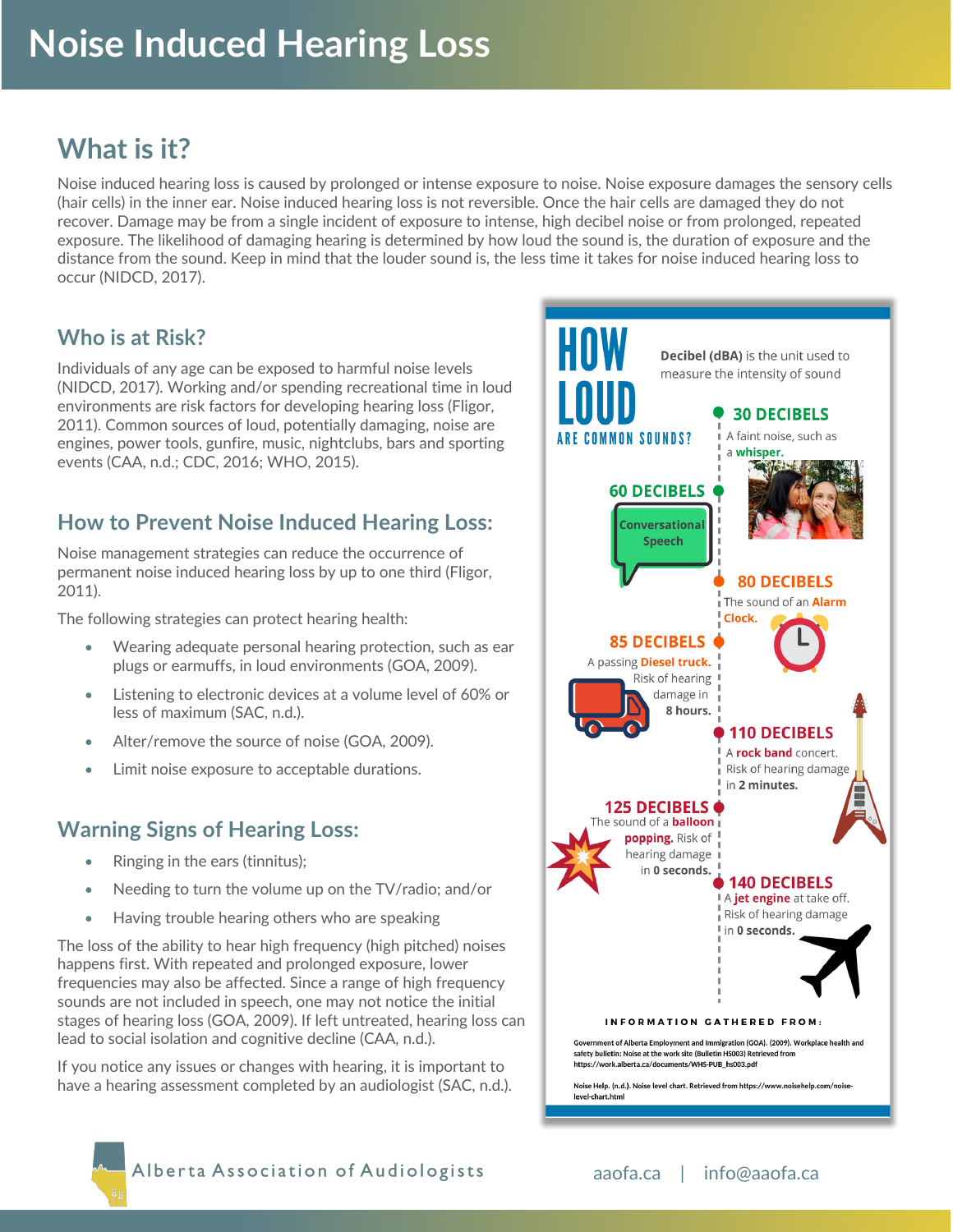# Noise Induced Hearing Loss

## What is it?

Noise induced hearing loss is caused by prolonged or intense exposure to noise. Noise exposure damages the sensory cells (hair cells) in the inner ear. Noise induced hearing loss is not reversible. Once the hair cells are damaged they do not recover. Damage may be from a single incident of exposure to intense, high decibel noise or from prolonged, repeated exposure. The likelihood of damaging hearing is determined by how loud the sound is, the duration of exposure and the distance from the sound. Keep in mind that the louder sound is, the less time it takes for noise induced hearing loss to occur (NIDCD, 2017).

### Who is at Risk?

Individuals of any age can be exposed to harmful noise levels (NIDCD, 2017). Working and/or spending recreational time in loud environments are risk factors for developing hearing loss (Fligor, 2011). Common sources of loud, potentially damaging, noise are engines, power tools, gunfire, music, nightclubs, bars and sporting events (CAA, n.d.; CDC, 2016; WHO, 2015).

### How to Prevent Noise Induced Hearing Loss:

Noise management strategies can reduce the occurrence of permanent noise induced hearing loss by up to one third (Fligor, 2011).

The following strategies can protect hearing health:

- Wearing adequate personal hearing protection, such as ear plugs or earmuffs, in loud environments (GOA, 2009).
- Listening to electronic devices at a volume level of 60% or less of maximum (SAC, n.d.).
- Alter/remove the source of noise (GOA, 2009).
- Limit noise exposure to acceptable durations.

### Warning Signs of Hearing Loss:

- Ringing in the ears (tinnitus);
- Needing to turn the volume up on the TV/radio; and/or
- Having trouble hearing others who are speaking

The loss of the ability to hear high frequency (high pitched) noises happens first. With repeated and prolonged exposure, lower frequencies may also be affected. Since a range of high frequency sounds are not included in speech, one may not notice the initial stages of hearing loss (GOA, 2009). If left untreated, hearing loss can lead to social isolation and cognitive decline (CAA, n.d.).

If you notice any issues or changes with hearing, it is important to have a hearing assessment completed by an audiologist (SAC, n.d.).

## HOW LOUD ARE COMMON SOUNDS?

**Decibel (dBA)** is the unit used to measure the intensity of sound

**30 DECIBELS** – A faint noise, such as a **whisper.**

**60 DECIBELS** – Conversational Speech

**80 DECIBELS** – The sound of an **Alarm Clock.**

**85 DECIBELS** – A passing **Diesel truck.** Risk of hearing damage in **8 hours.**

**110 DECIBELS** – A **rock band** concert. Risk of hearing damage in **2 minutes.**

**125 DECIBELS** – The sound of a **balloon popping.** Risk of hearing damage in **0 seconds.**

**140 DECIBELS** – A **jet engine** at take off. Risk of hearing damage in **0 seconds.**

**INFORMATION GATHERED FROM:**

Government of Alberta Employment and Immigration (GOA). (2009). Workplace health and safety bulletin: Noise at the work site (Bulletin HS003) Retrieved from https://work.alberta.ca/documents/WHS-PUB_hs003.pdf

Noise Help. (n.d.). Noise level chart. Retrieved from https://www.noisehelp.com/noise-level-chart.html

Alberta Association of Audiologists

aaofa.ca | info@aaofa.ca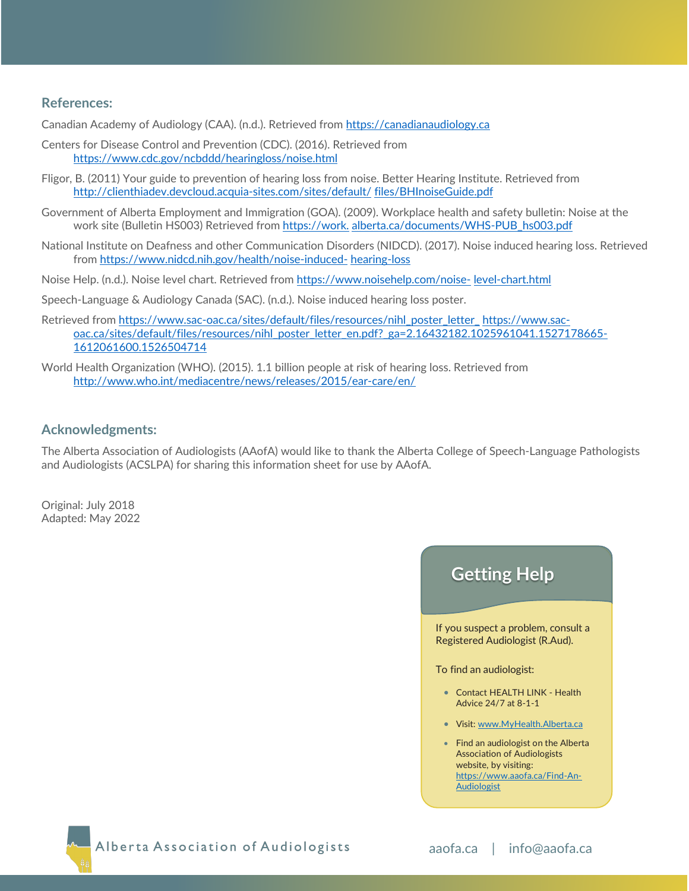## References:

Canadian Academy of Audiology (CAA). (n.d.). Retrieved from https://canadianaudiology.ca

Centers for Disease Control and Prevention (CDC). (2016). Retrieved from https://www.cdc.gov/ncbddd/hearingloss/noise.html

Fligor, B. (2011) Your guide to prevention of hearing loss from noise. Better Hearing Institute. Retrieved from http://clienthiadev.devcloud.acquia-sites.com/sites/default/ files/BHInoiseGuide.pdf

Government of Alberta Employment and Immigration (GOA). (2009). Workplace health and safety bulletin: Noise at the work site (Bulletin HS003) Retrieved from https://work. alberta.ca/documents/WHS-PUB_hs003.pdf

National Institute on Deafness and other Communication Disorders (NIDCD). (2017). Noise induced hearing loss. Retrieved from https://www.nidcd.nih.gov/health/noise-induced- hearing-loss

Noise Help. (n.d.). Noise level chart. Retrieved from https://www.noisehelp.com/noise- level-chart.html

Speech-Language & Audiology Canada (SAC). (n.d.). Noise induced hearing loss poster.

Retrieved from https://www.sac-oac.ca/sites/default/files/resources/nihl_poster_letter_ https://www.sac-oac.ca/sites/default/files/resources/nihl_poster_letter_en.pdf?_ga=2.16432182.1025961041.1527178665-1612061600.1526504714

World Health Organization (WHO). (2015). 1.1 billion people at risk of hearing loss. Retrieved from http://www.who.int/mediacentre/news/releases/2015/ear-care/en/

## Acknowledgments:

The Alberta Association of Audiologists (AAofA) would like to thank the Alberta College of Speech-Language Pathologists and Audiologists (ACSLPA) for sharing this information sheet for use by AAofA.

Original: July 2018
Adapted: May 2022

## Getting Help

If you suspect a problem, consult a Registered Audiologist (R.Aud).

To find an audiologist:

- Contact HEALTH LINK - Health Advice 24/7 at 8-1-1
- Visit: www.MyHealth.Alberta.ca
- Find an audiologist on the Alberta Association of Audiologists website, by visiting: https://www.aaofa.ca/Find-An-Audiologist

Alberta Association of Audiologists

aaofa.ca | info@aaofa.ca